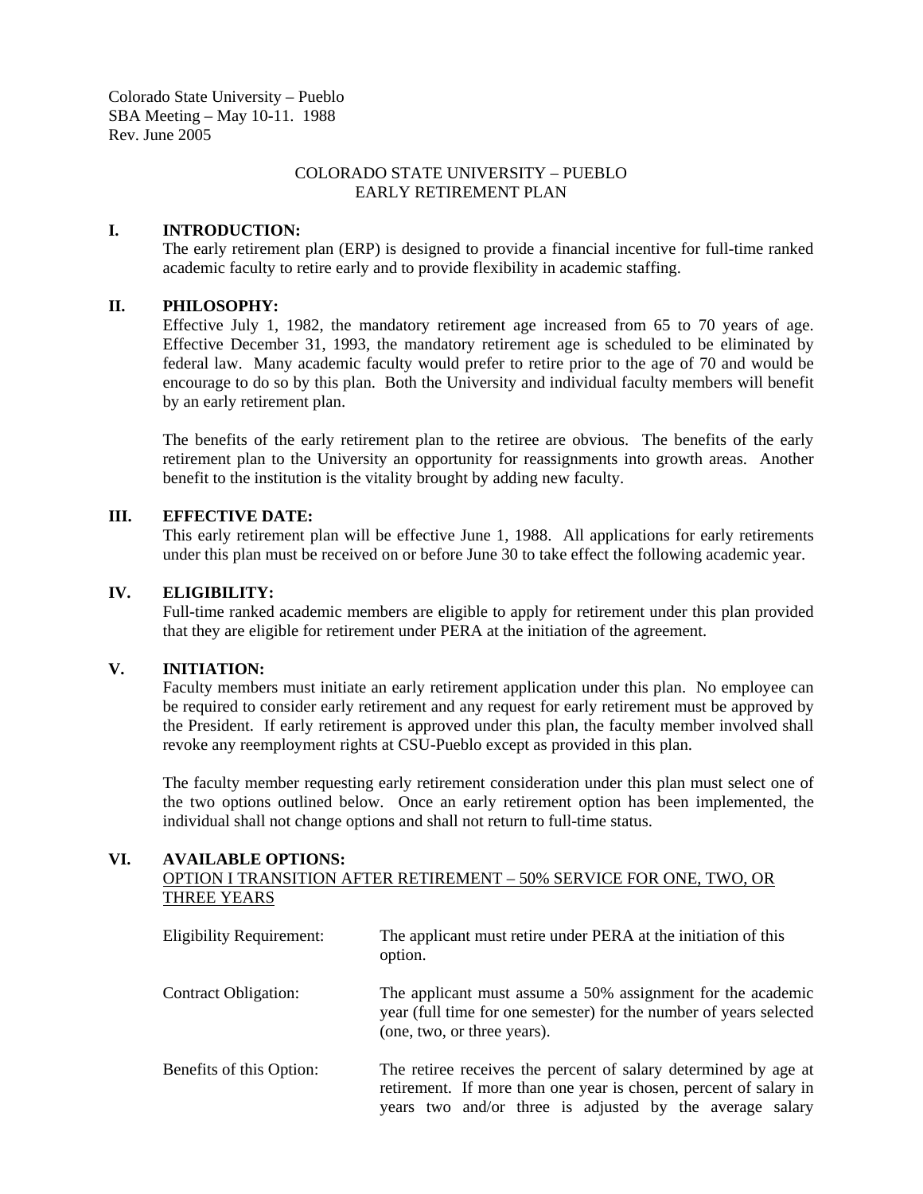Colorado State University – Pueblo
SBA Meeting – May 10-11. 1988
Rev. June 2005

# COLORADO STATE UNIVERSITY – PUEBLO
# EARLY RETIREMENT PLAN

## I. INTRODUCTION:

The early retirement plan (ERP) is designed to provide a financial incentive for full-time ranked academic faculty to retire early and to provide flexibility in academic staffing.

## II. PHILOSOPHY:

Effective July 1, 1982, the mandatory retirement age increased from 65 to 70 years of age. Effective December 31, 1993, the mandatory retirement age is scheduled to be eliminated by federal law. Many academic faculty would prefer to retire prior to the age of 70 and would be encourage to do so by this plan. Both the University and individual faculty members will benefit by an early retirement plan.

The benefits of the early retirement plan to the retiree are obvious. The benefits of the early retirement plan to the University an opportunity for reassignments into growth areas. Another benefit to the institution is the vitality brought by adding new faculty.

## III. EFFECTIVE DATE:

This early retirement plan will be effective June 1, 1988. All applications for early retirements under this plan must be received on or before June 30 to take effect the following academic year.

## IV. ELIGIBILITY:

Full-time ranked academic members are eligible to apply for retirement under this plan provided that they are eligible for retirement under PERA at the initiation of the agreement.

## V. INITIATION:

Faculty members must initiate an early retirement application under this plan. No employee can be required to consider early retirement and any request for early retirement must be approved by the President. If early retirement is approved under this plan, the faculty member involved shall revoke any reemployment rights at CSU-Pueblo except as provided in this plan.

The faculty member requesting early retirement consideration under this plan must select one of the two options outlined below. Once an early retirement option has been implemented, the individual shall not change options and shall not return to full-time status.

## VI. AVAILABLE OPTIONS:

OPTION I TRANSITION AFTER RETIREMENT – 50% SERVICE FOR ONE, TWO, OR THREE YEARS

| | |
|---|---|
| Eligibility Requirement: | The applicant must retire under PERA at the initiation of this option. |
| Contract Obligation: | The applicant must assume a 50% assignment for the academic year (full time for one semester) for the number of years selected (one, two, or three years). |
| Benefits of this Option: | The retiree receives the percent of salary determined by age at retirement. If more than one year is chosen, percent of salary in years two and/or three is adjusted by the average salary |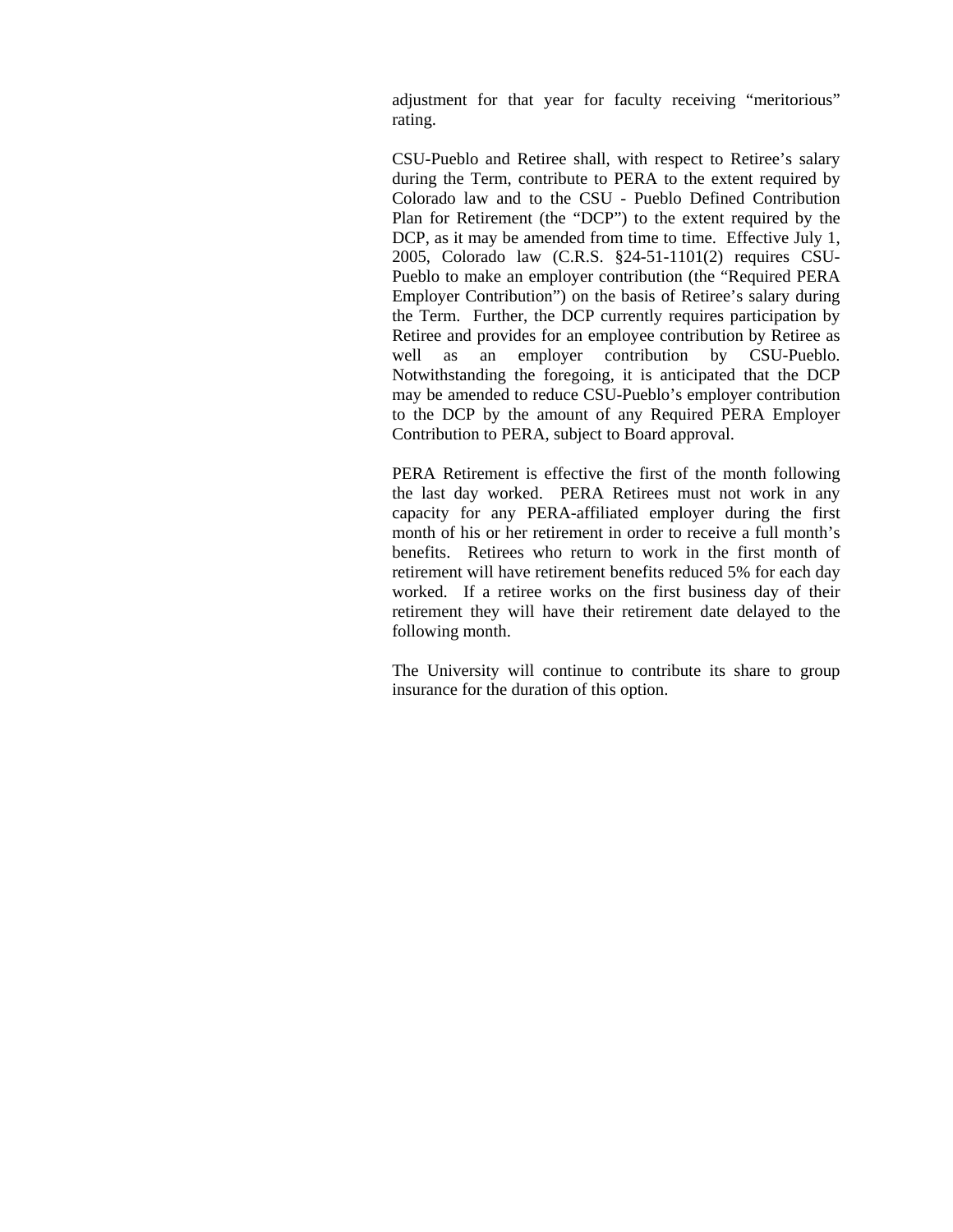adjustment for that year for faculty receiving "meritorious" rating.

CSU-Pueblo and Retiree shall, with respect to Retiree's salary during the Term, contribute to PERA to the extent required by Colorado law and to the CSU - Pueblo Defined Contribution Plan for Retirement (the "DCP") to the extent required by the DCP, as it may be amended from time to time. Effective July 1, 2005, Colorado law (C.R.S. §24-51-1101(2) requires CSU-Pueblo to make an employer contribution (the "Required PERA Employer Contribution") on the basis of Retiree's salary during the Term. Further, the DCP currently requires participation by Retiree and provides for an employee contribution by Retiree as well as an employer contribution by CSU-Pueblo. Notwithstanding the foregoing, it is anticipated that the DCP may be amended to reduce CSU-Pueblo's employer contribution to the DCP by the amount of any Required PERA Employer Contribution to PERA, subject to Board approval.

PERA Retirement is effective the first of the month following the last day worked. PERA Retirees must not work in any capacity for any PERA-affiliated employer during the first month of his or her retirement in order to receive a full month's benefits. Retirees who return to work in the first month of retirement will have retirement benefits reduced 5% for each day worked. If a retiree works on the first business day of their retirement they will have their retirement date delayed to the following month.

The University will continue to contribute its share to group insurance for the duration of this option.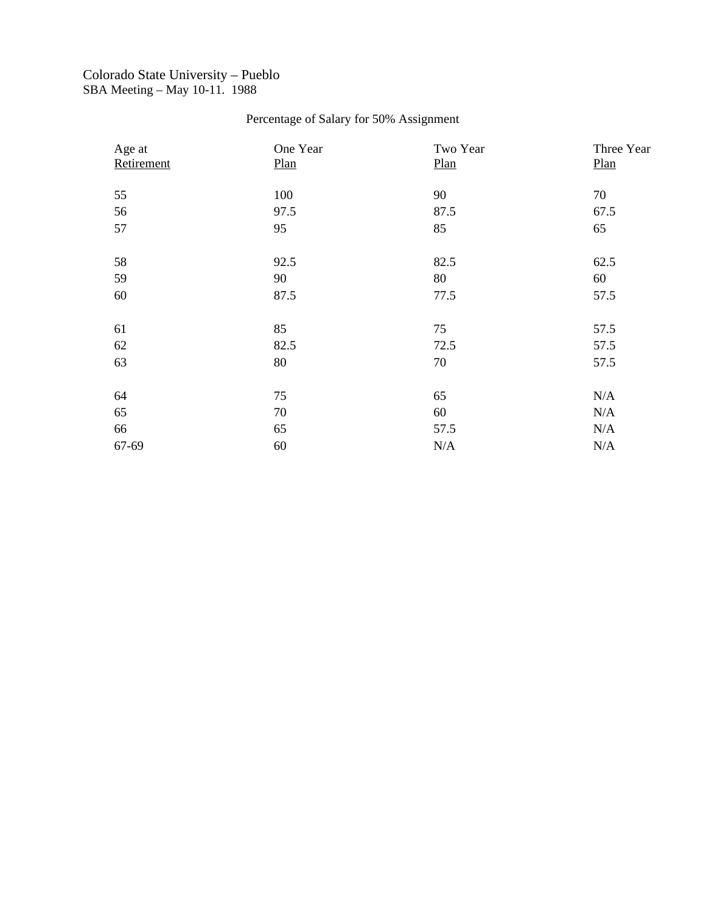Colorado State University – Pueblo
SBA Meeting – May 10-11. 1988

Percentage of Salary for 50% Assignment

| Age at Retirement | One Year Plan | Two Year Plan | Three Year Plan |
|---|---|---|---|
| 55 | 100 | 90 | 70 |
| 56 | 97.5 | 87.5 | 67.5 |
| 57 | 95 | 85 | 65 |
| 58 | 92.5 | 82.5 | 62.5 |
| 59 | 90 | 80 | 60 |
| 60 | 87.5 | 77.5 | 57.5 |
| 61 | 85 | 75 | 57.5 |
| 62 | 82.5 | 72.5 | 57.5 |
| 63 | 80 | 70 | 57.5 |
| 64 | 75 | 65 | N/A |
| 65 | 70 | 60 | N/A |
| 66 | 65 | 57.5 | N/A |
| 67-69 | 60 | N/A | N/A |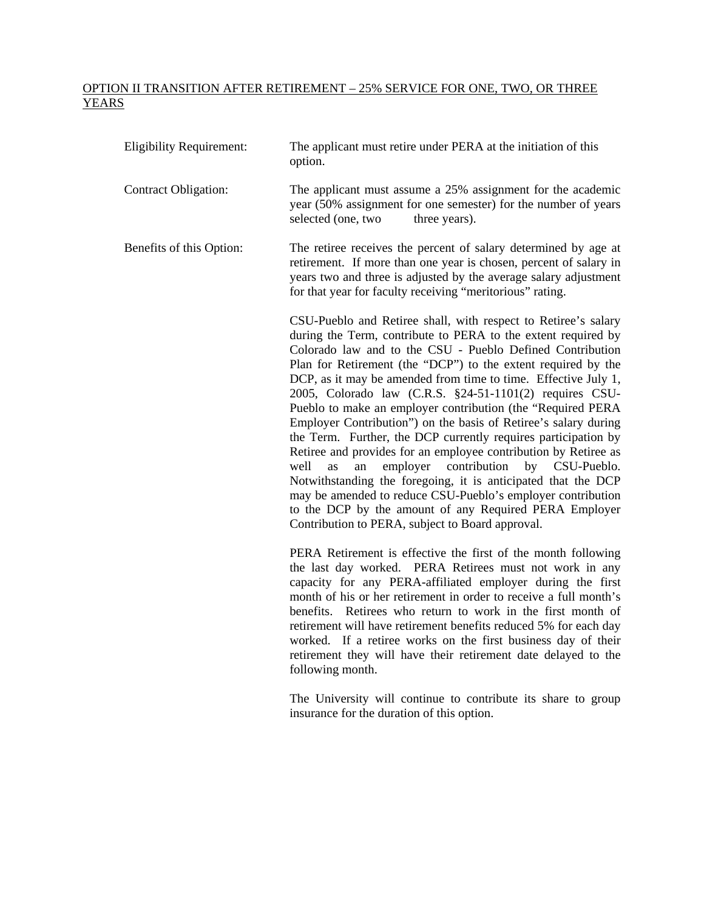<u>OPTION II TRANSITION AFTER RETIREMENT – 25% SERVICE FOR ONE, TWO, OR THREE YEARS</u>

**Eligibility Requirement:** The applicant must retire under PERA at the initiation of this option.

**Contract Obligation:** The applicant must assume a 25% assignment for the academic year (50% assignment for one semester) for the number of years selected (one, two three years).

**Benefits of this Option:** The retiree receives the percent of salary determined by age at retirement. If more than one year is chosen, percent of salary in years two and three is adjusted by the average salary adjustment for that year for faculty receiving "meritorious" rating.

CSU-Pueblo and Retiree shall, with respect to Retiree's salary during the Term, contribute to PERA to the extent required by Colorado law and to the CSU - Pueblo Defined Contribution Plan for Retirement (the "DCP") to the extent required by the DCP, as it may be amended from time to time. Effective July 1, 2005, Colorado law (C.R.S. §24-51-1101(2) requires CSU-Pueblo to make an employer contribution (the "Required PERA Employer Contribution") on the basis of Retiree's salary during the Term. Further, the DCP currently requires participation by Retiree and provides for an employee contribution by Retiree as well as an employer contribution by CSU-Pueblo. Notwithstanding the foregoing, it is anticipated that the DCP may be amended to reduce CSU-Pueblo's employer contribution to the DCP by the amount of any Required PERA Employer Contribution to PERA, subject to Board approval.

PERA Retirement is effective the first of the month following the last day worked. PERA Retirees must not work in any capacity for any PERA-affiliated employer during the first month of his or her retirement in order to receive a full month's benefits. Retirees who return to work in the first month of retirement will have retirement benefits reduced 5% for each day worked. If a retiree works on the first business day of their retirement they will have their retirement date delayed to the following month.

The University will continue to contribute its share to group insurance for the duration of this option.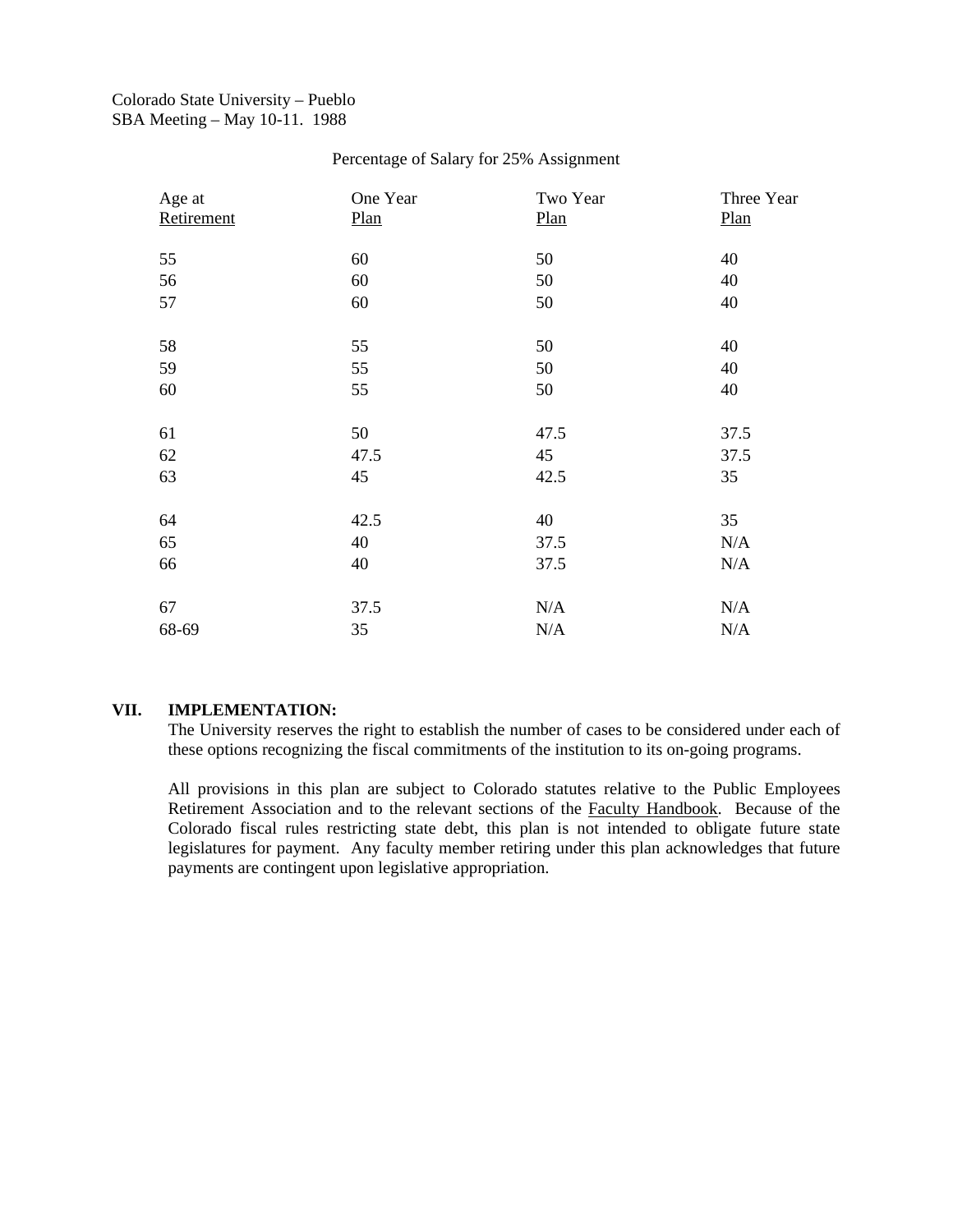Colorado State University – Pueblo
SBA Meeting – May 10-11. 1988

Percentage of Salary for 25% Assignment

| Age at Retirement | One Year Plan | Two Year Plan | Three Year Plan |
|---|---|---|---|
| 55 | 60 | 50 | 40 |
| 56 | 60 | 50 | 40 |
| 57 | 60 | 50 | 40 |
| 58 | 55 | 50 | 40 |
| 59 | 55 | 50 | 40 |
| 60 | 55 | 50 | 40 |
| 61 | 50 | 47.5 | 37.5 |
| 62 | 47.5 | 45 | 37.5 |
| 63 | 45 | 42.5 | 35 |
| 64 | 42.5 | 40 | 35 |
| 65 | 40 | 37.5 | N/A |
| 66 | 40 | 37.5 | N/A |
| 67 | 37.5 | N/A | N/A |
| 68-69 | 35 | N/A | N/A |

## VII. IMPLEMENTATION:

The University reserves the right to establish the number of cases to be considered under each of these options recognizing the fiscal commitments of the institution to its on-going programs.

All provisions in this plan are subject to Colorado statutes relative to the Public Employees Retirement Association and to the relevant sections of the Faculty Handbook. Because of the Colorado fiscal rules restricting state debt, this plan is not intended to obligate future state legislatures for payment. Any faculty member retiring under this plan acknowledges that future payments are contingent upon legislative appropriation.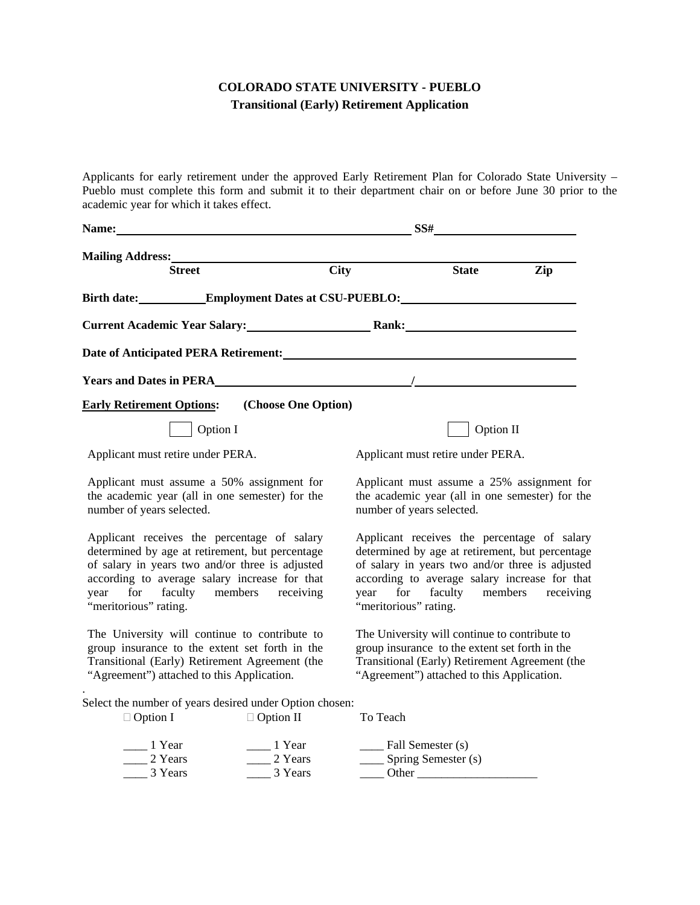# COLORADO STATE UNIVERSITY - PUEBLO

## Transitional (Early) Retirement Application

Applicants for early retirement under the approved Early Retirement Plan for Colorado State University – Pueblo must complete this form and submit it to their department chair on or before June 30 prior to the academic year for which it takes effect.

**Name:**______________________________________ **SS#**____________________

**Mailing Address:**__________________________________________________________

**Street** **City** **State** **Zip**

**Birth date:**__________**Employment Dates at CSU-PUEBLO:**________________________

**Current Academic Year Salary:**__________________ **Rank:**________________________

**Date of Anticipated PERA Retirement:**________________________________________

**Years and Dates in PERA**____________________________/______________________

**Early Retirement Options:** **(Choose One Option)**

☐ Option I

Applicant must retire under PERA.

Applicant must assume a 50% assignment for the academic year (all in one semester) for the number of years selected.

Applicant receives the percentage of salary determined by age at retirement, but percentage of salary in years two and/or three is adjusted according to average salary increase for that year for faculty members receiving "meritorious" rating.

The University will continue to contribute to group insurance to the extent set forth in the Transitional (Early) Retirement Agreement (the "Agreement") attached to this Application.

☐ Option II

Applicant must retire under PERA.

Applicant must assume a 25% assignment for the academic year (all in one semester) for the number of years selected.

Applicant receives the percentage of salary determined by age at retirement, but percentage of salary in years two and/or three is adjusted according to average salary increase for that year for faculty members receiving "meritorious" rating.

The University will continue to contribute to group insurance to the extent set forth in the Transitional (Early) Retirement Agreement (the "Agreement") attached to this Application.

.

Select the number of years desired under Option chosen:

| ☐ Option I | ☐ Option II | To Teach |
|---|---|---|
| ____ 1 Year | ____ 1 Year | ____ Fall Semester (s) |
| ____ 2 Years | ____ 2 Years | ____ Spring Semester (s) |
| ____ 3 Years | ____ 3 Years | ____ Other ____________________ |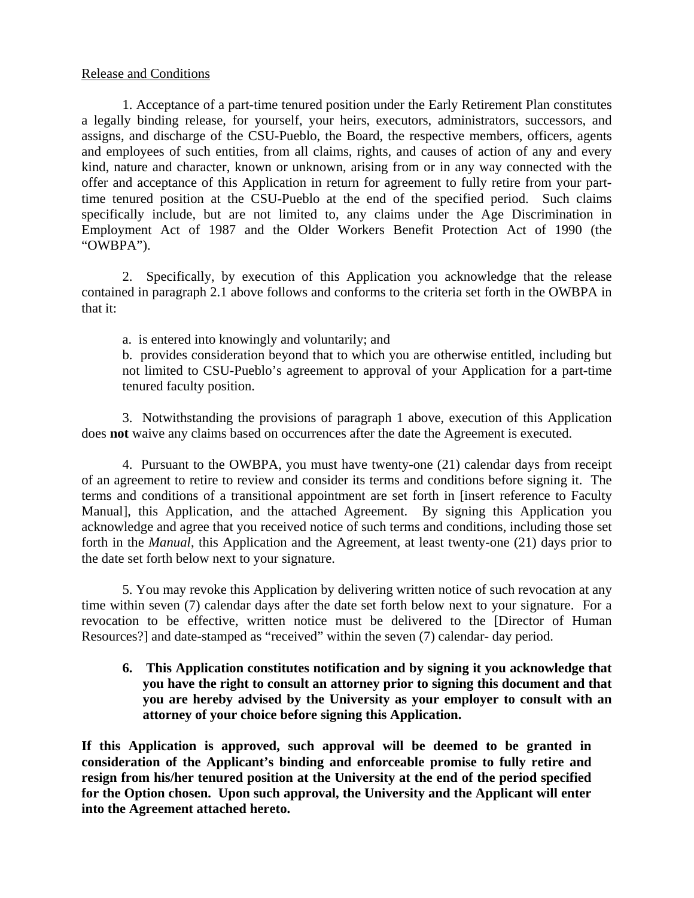Release and Conditions

1. Acceptance of a part-time tenured position under the Early Retirement Plan constitutes a legally binding release, for yourself, your heirs, executors, administrators, successors, and assigns, and discharge of the CSU-Pueblo, the Board, the respective members, officers, agents and employees of such entities, from all claims, rights, and causes of action of any and every kind, nature and character, known or unknown, arising from or in any way connected with the offer and acceptance of this Application in return for agreement to fully retire from your part-time tenured position at the CSU-Pueblo at the end of the specified period. Such claims specifically include, but are not limited to, any claims under the Age Discrimination in Employment Act of 1987 and the Older Workers Benefit Protection Act of 1990 (the "OWBPA").

2. Specifically, by execution of this Application you acknowledge that the release contained in paragraph 2.1 above follows and conforms to the criteria set forth in the OWBPA in that it:

a. is entered into knowingly and voluntarily; and

b. provides consideration beyond that to which you are otherwise entitled, including but not limited to CSU-Pueblo's agreement to approval of your Application for a part-time tenured faculty position.

3. Notwithstanding the provisions of paragraph 1 above, execution of this Application does **not** waive any claims based on occurrences after the date the Agreement is executed.

4. Pursuant to the OWBPA, you must have twenty-one (21) calendar days from receipt of an agreement to retire to review and consider its terms and conditions before signing it. The terms and conditions of a transitional appointment are set forth in [insert reference to Faculty Manual], this Application, and the attached Agreement. By signing this Application you acknowledge and agree that you received notice of such terms and conditions, including those set forth in the *Manual*, this Application and the Agreement, at least twenty-one (21) days prior to the date set forth below next to your signature.

5. You may revoke this Application by delivering written notice of such revocation at any time within seven (7) calendar days after the date set forth below next to your signature. For a revocation to be effective, written notice must be delivered to the [Director of Human Resources?] and date-stamped as "received" within the seven (7) calendar- day period.

**6. This Application constitutes notification and by signing it you acknowledge that you have the right to consult an attorney prior to signing this document and that you are hereby advised by the University as your employer to consult with an attorney of your choice before signing this Application.**

**If this Application is approved, such approval will be deemed to be granted in consideration of the Applicant's binding and enforceable promise to fully retire and resign from his/her tenured position at the University at the end of the period specified for the Option chosen. Upon such approval, the University and the Applicant will enter into the Agreement attached hereto.**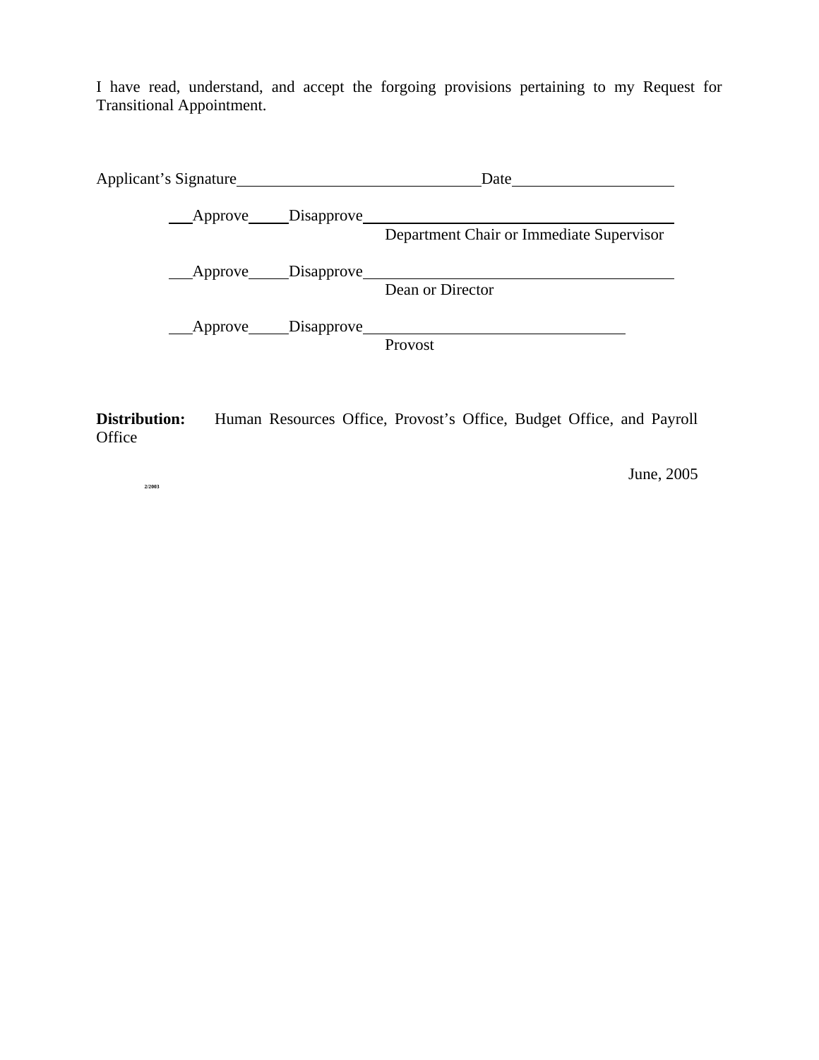I have read, understand, and accept the forgoing provisions pertaining to my Request for Transitional Appointment.

Applicant's Signature\_\_\_\_\_\_\_\_\_\_\_\_\_\_\_\_\_\_\_\_\_\_\_\_\_\_\_\_\_\_Date\_\_\_\_\_\_\_\_\_\_\_\_\_\_\_\_\_\_\_\_

\_\_\_Approve\_\_\_\_\_Disapprove\_\_\_\_\_\_\_\_\_\_\_\_\_\_\_\_\_\_\_\_\_\_\_\_\_\_\_\_\_\_\_\_\_\_\_\_\_\_\_\_
Department Chair or Immediate Supervisor

\_\_\_Approve\_\_\_\_\_Disapprove\_\_\_\_\_\_\_\_\_\_\_\_\_\_\_\_\_\_\_\_\_\_\_\_\_\_\_\_\_\_\_\_\_\_\_\_\_\_\_\_
Dean or Director

\_\_\_Approve\_\_\_\_\_Disapprove\_\_\_\_\_\_\_\_\_\_\_\_\_\_\_\_\_\_\_\_\_\_\_\_\_\_\_\_\_\_\_\_\_\_
Provost

**Distribution:** Human Resources Office, Provost's Office, Budget Office, and Payroll Office

June, 2005

2/2003